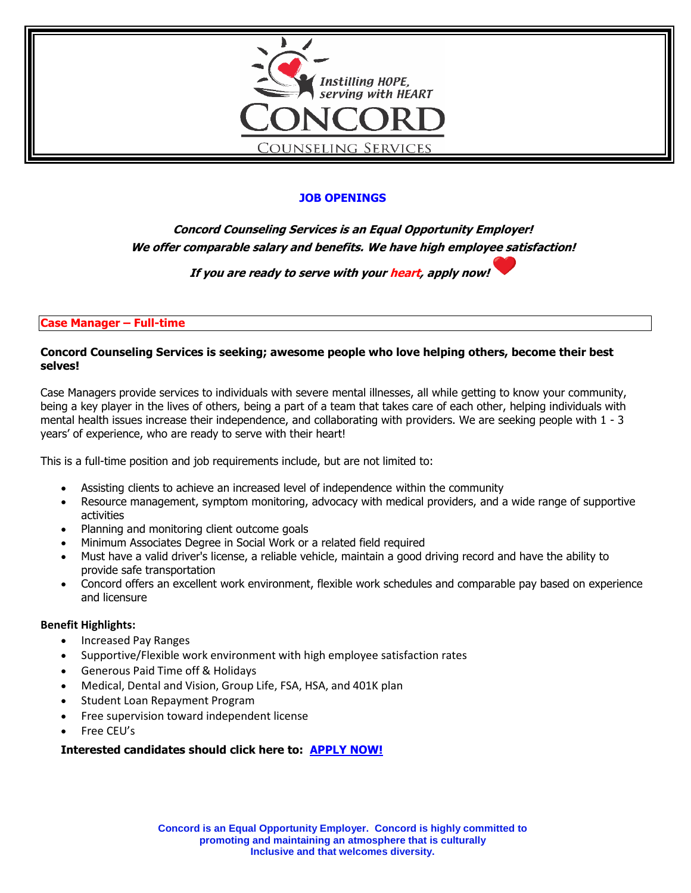Instilling HOPE, serving with HEART

CONCORD

COUNSELING SERVICES

## JOB OPENINGS

***Concord Counseling Services is an Equal Opportunity Employer!***
***We offer comparable salary and benefits. We have high employee satisfaction!***

***If you are ready to serve with your heart, apply now!***

### Case Manager – Full-time

**Concord Counseling Services is seeking; awesome people who love helping others, become their best selves!**

Case Managers provide services to individuals with severe mental illnesses, all while getting to know your community, being a key player in the lives of others, being a part of a team that takes care of each other, helping individuals with mental health issues increase their independence, and collaborating with providers. We are seeking people with 1 - 3 years' of experience, who are ready to serve with their heart!

This is a full-time position and job requirements include, but are not limited to:

- Assisting clients to achieve an increased level of independence within the community
- Resource management, symptom monitoring, advocacy with medical providers, and a wide range of supportive activities
- Planning and monitoring client outcome goals
- Minimum Associates Degree in Social Work or a related field required
- Must have a valid driver's license, a reliable vehicle, maintain a good driving record and have the ability to provide safe transportation
- Concord offers an excellent work environment, flexible work schedules and comparable pay based on experience and licensure

**Benefit Highlights:**

- Increased Pay Ranges
- Supportive/Flexible work environment with high employee satisfaction rates
- Generous Paid Time off & Holidays
- Medical, Dental and Vision, Group Life, FSA, HSA, and 401K plan
- Student Loan Repayment Program
- Free supervision toward independent license
- Free CEU's

**Interested candidates should click here to: APPLY NOW!**

**Concord is an Equal Opportunity Employer. Concord is highly committed to promoting and maintaining an atmosphere that is culturally Inclusive and that welcomes diversity.**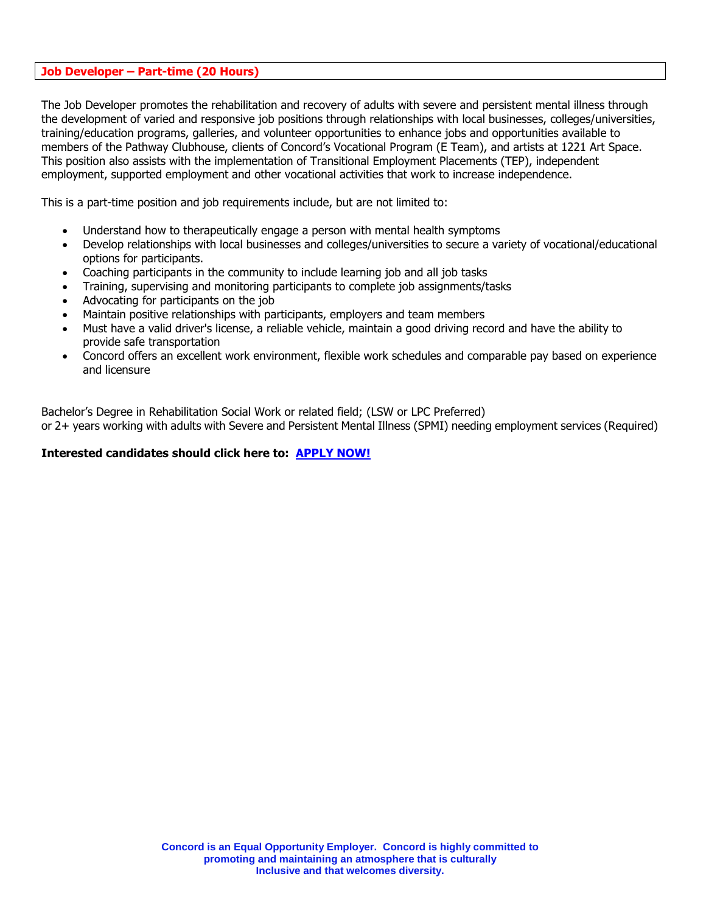## Job Developer – Part-time (20 Hours)

The Job Developer promotes the rehabilitation and recovery of adults with severe and persistent mental illness through the development of varied and responsive job positions through relationships with local businesses, colleges/universities, training/education programs, galleries, and volunteer opportunities to enhance jobs and opportunities available to members of the Pathway Clubhouse, clients of Concord's Vocational Program (E Team), and artists at 1221 Art Space. This position also assists with the implementation of Transitional Employment Placements (TEP), independent employment, supported employment and other vocational activities that work to increase independence.

This is a part-time position and job requirements include, but are not limited to:

- Understand how to therapeutically engage a person with mental health symptoms
- Develop relationships with local businesses and colleges/universities to secure a variety of vocational/educational options for participants.
- Coaching participants in the community to include learning job and all job tasks
- Training, supervising and monitoring participants to complete job assignments/tasks
- Advocating for participants on the job
- Maintain positive relationships with participants, employers and team members
- Must have a valid driver's license, a reliable vehicle, maintain a good driving record and have the ability to provide safe transportation
- Concord offers an excellent work environment, flexible work schedules and comparable pay based on experience and licensure

Bachelor's Degree in Rehabilitation Social Work or related field; (LSW or LPC Preferred)
or 2+ years working with adults with Severe and Persistent Mental Illness (SPMI) needing employment services (Required)

**Interested candidates should click here to: APPLY NOW!**

**Concord is an Equal Opportunity Employer. Concord is highly committed to promoting and maintaining an atmosphere that is culturally Inclusive and that welcomes diversity.**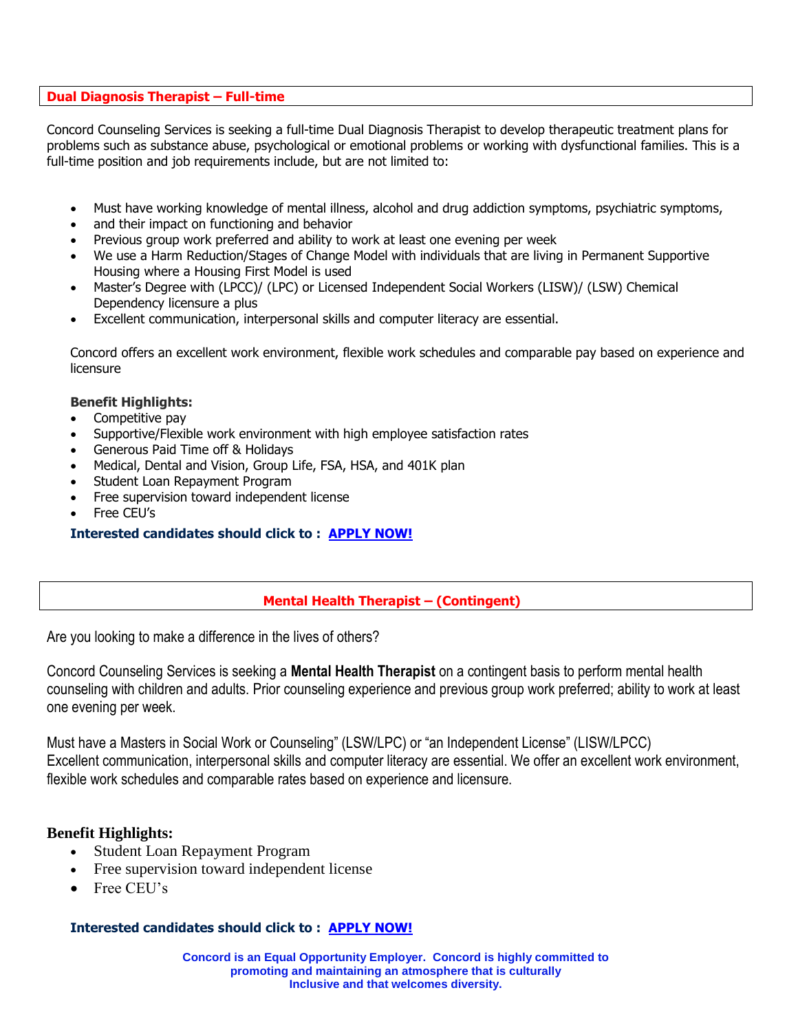## Dual Diagnosis Therapist – Full-time

Concord Counseling Services is seeking a full-time Dual Diagnosis Therapist to develop therapeutic treatment plans for problems such as substance abuse, psychological or emotional problems or working with dysfunctional families. This is a full-time position and job requirements include, but are not limited to:

- Must have working knowledge of mental illness, alcohol and drug addiction symptoms, psychiatric symptoms,
- and their impact on functioning and behavior
- Previous group work preferred and ability to work at least one evening per week
- We use a Harm Reduction/Stages of Change Model with individuals that are living in Permanent Supportive Housing where a Housing First Model is used
- Master's Degree with (LPCC)/ (LPC) or Licensed Independent Social Workers (LISW)/ (LSW) Chemical Dependency licensure a plus
- Excellent communication, interpersonal skills and computer literacy are essential.

Concord offers an excellent work environment, flexible work schedules and comparable pay based on experience and licensure

**Benefit Highlights:**

- Competitive pay
- Supportive/Flexible work environment with high employee satisfaction rates
- Generous Paid Time off & Holidays
- Medical, Dental and Vision, Group Life, FSA, HSA, and 401K plan
- Student Loan Repayment Program
- Free supervision toward independent license
- Free CEU's

**Interested candidates should click to : APPLY NOW!**

## Mental Health Therapist – (Contingent)

Are you looking to make a difference in the lives of others?

Concord Counseling Services is seeking a **Mental Health Therapist** on a contingent basis to perform mental health counseling with children and adults. Prior counseling experience and previous group work preferred; ability to work at least one evening per week.

Must have a Masters in Social Work or Counseling" (LSW/LPC) or "an Independent License" (LISW/LPCC)
Excellent communication, interpersonal skills and computer literacy are essential. We offer an excellent work environment, flexible work schedules and comparable rates based on experience and licensure.

**Benefit Highlights:**

- Student Loan Repayment Program
- Free supervision toward independent license
- Free CEU's

**Interested candidates should click to : APPLY NOW!**

**Concord is an Equal Opportunity Employer. Concord is highly committed to promoting and maintaining an atmosphere that is culturally Inclusive and that welcomes diversity.**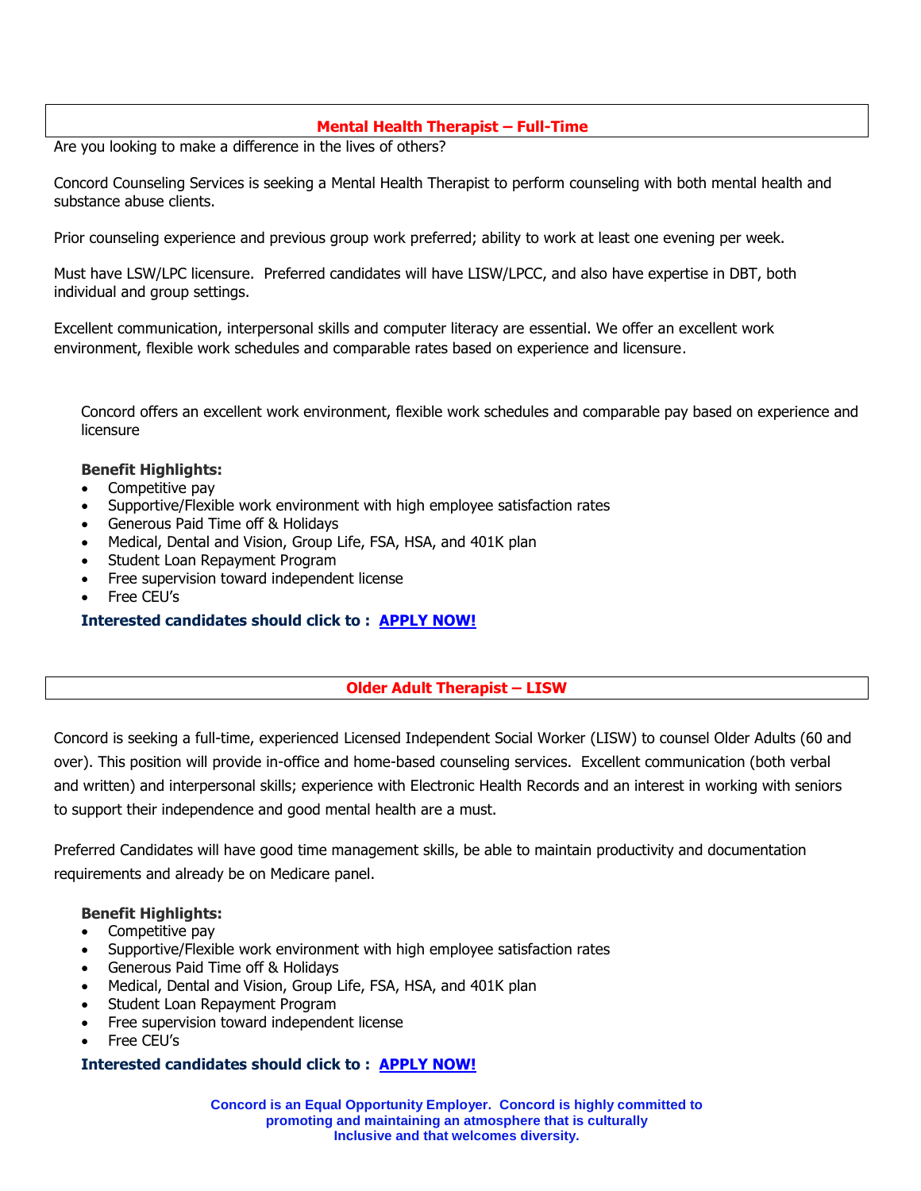## Mental Health Therapist – Full-Time

Are you looking to make a difference in the lives of others?

Concord Counseling Services is seeking a Mental Health Therapist to perform counseling with both mental health and substance abuse clients.

Prior counseling experience and previous group work preferred; ability to work at least one evening per week.

Must have LSW/LPC licensure. Preferred candidates will have LISW/LPCC, and also have expertise in DBT, both individual and group settings.

Excellent communication, interpersonal skills and computer literacy are essential. We offer an excellent work environment, flexible work schedules and comparable rates based on experience and licensure.

Concord offers an excellent work environment, flexible work schedules and comparable pay based on experience and licensure

**Benefit Highlights:**

- Competitive pay
- Supportive/Flexible work environment with high employee satisfaction rates
- Generous Paid Time off & Holidays
- Medical, Dental and Vision, Group Life, FSA, HSA, and 401K plan
- Student Loan Repayment Program
- Free supervision toward independent license
- Free CEU's

**Interested candidates should click to : APPLY NOW!**

## Older Adult Therapist – LISW

Concord is seeking a full-time, experienced Licensed Independent Social Worker (LISW) to counsel Older Adults (60 and over). This position will provide in-office and home-based counseling services. Excellent communication (both verbal and written) and interpersonal skills; experience with Electronic Health Records and an interest in working with seniors to support their independence and good mental health are a must.

Preferred Candidates will have good time management skills, be able to maintain productivity and documentation requirements and already be on Medicare panel.

**Benefit Highlights:**

- Competitive pay
- Supportive/Flexible work environment with high employee satisfaction rates
- Generous Paid Time off & Holidays
- Medical, Dental and Vision, Group Life, FSA, HSA, and 401K plan
- Student Loan Repayment Program
- Free supervision toward independent license
- Free CEU's

**Interested candidates should click to : APPLY NOW!**

**Concord is an Equal Opportunity Employer. Concord is highly committed to promoting and maintaining an atmosphere that is culturally Inclusive and that welcomes diversity.**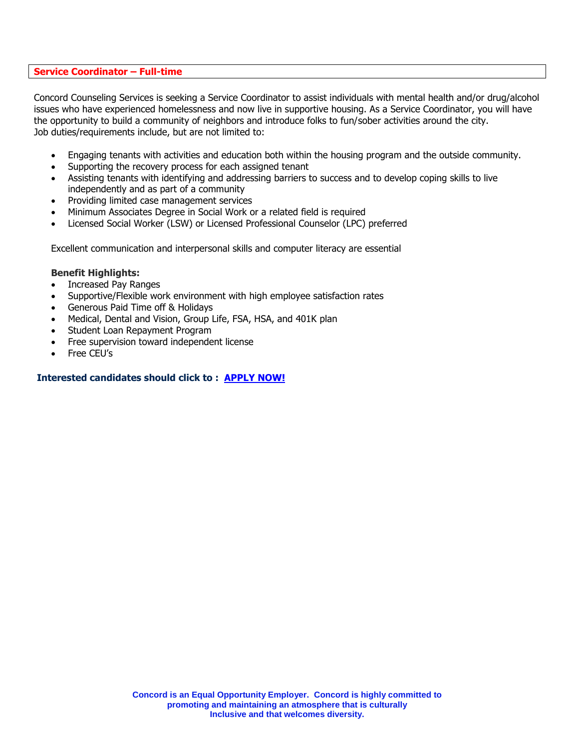## Service Coordinator – Full-time

Concord Counseling Services is seeking a Service Coordinator to assist individuals with mental health and/or drug/alcohol issues who have experienced homelessness and now live in supportive housing. As a Service Coordinator, you will have the opportunity to build a community of neighbors and introduce folks to fun/sober activities around the city.
Job duties/requirements include, but are not limited to:

- Engaging tenants with activities and education both within the housing program and the outside community.
- Supporting the recovery process for each assigned tenant
- Assisting tenants with identifying and addressing barriers to success and to develop coping skills to live independently and as part of a community
- Providing limited case management services
- Minimum Associates Degree in Social Work or a related field is required
- Licensed Social Worker (LSW) or Licensed Professional Counselor (LPC) preferred

Excellent communication and interpersonal skills and computer literacy are essential

**Benefit Highlights:**

- Increased Pay Ranges
- Supportive/Flexible work environment with high employee satisfaction rates
- Generous Paid Time off & Holidays
- Medical, Dental and Vision, Group Life, FSA, HSA, and 401K plan
- Student Loan Repayment Program
- Free supervision toward independent license
- Free CEU's

**Interested candidates should click to : APPLY NOW!**

**Concord is an Equal Opportunity Employer. Concord is highly committed to promoting and maintaining an atmosphere that is culturally Inclusive and that welcomes diversity.**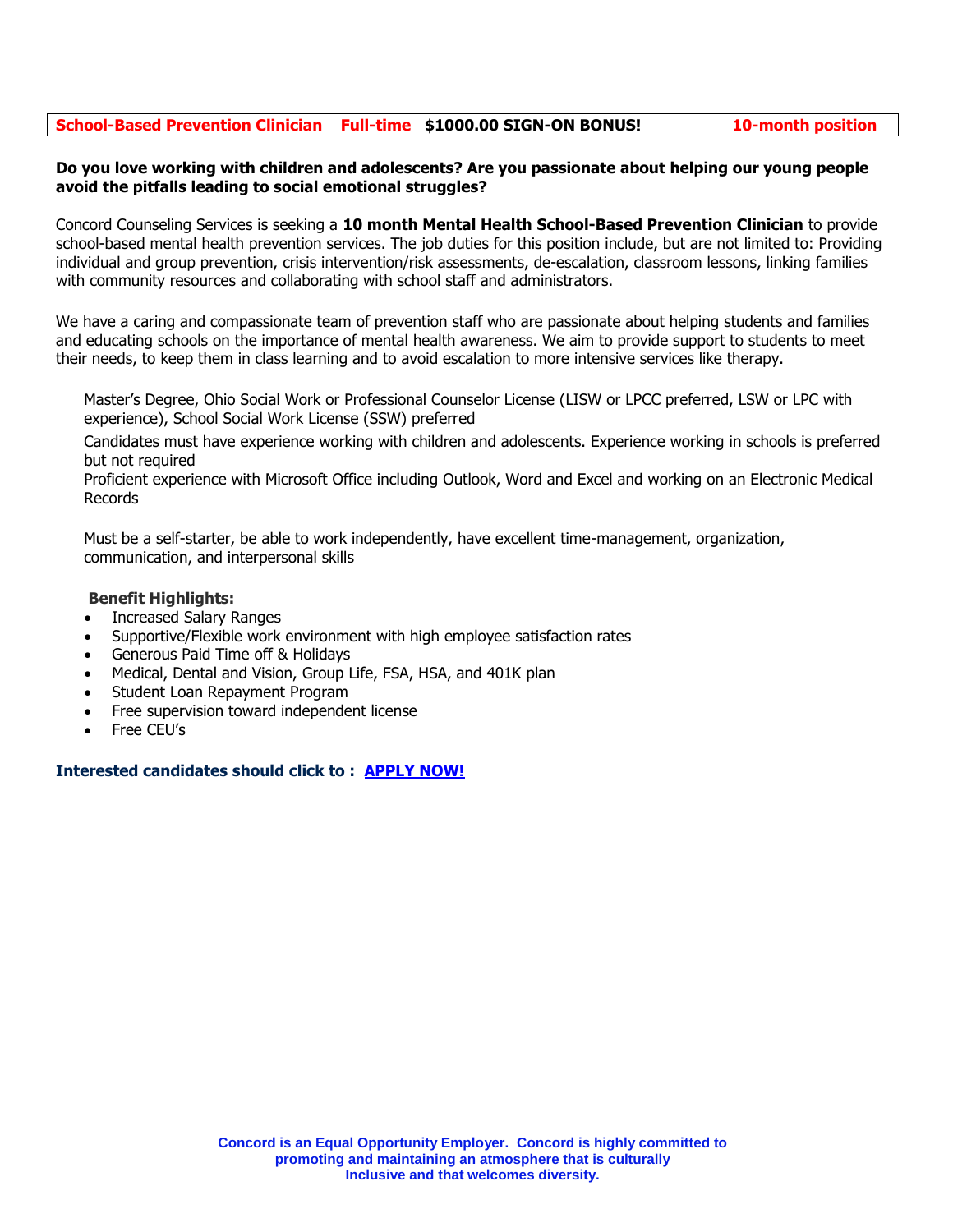**School-Based Prevention Clinician    Full-time    $1000.00 SIGN-ON BONUS!    10-month position**

**Do you love working with children and adolescents? Are you passionate about helping our young people avoid the pitfalls leading to social emotional struggles?**

Concord Counseling Services is seeking a **10 month Mental Health School-Based Prevention Clinician** to provide school-based mental health prevention services. The job duties for this position include, but are not limited to: Providing individual and group prevention, crisis intervention/risk assessments, de-escalation, classroom lessons, linking families with community resources and collaborating with school staff and administrators.

We have a caring and compassionate team of prevention staff who are passionate about helping students and families and educating schools on the importance of mental health awareness. We aim to provide support to students to meet their needs, to keep them in class learning and to avoid escalation to more intensive services like therapy.

Master's Degree, Ohio Social Work or Professional Counselor License (LISW or LPCC preferred, LSW or LPC with experience), School Social Work License (SSW) preferred

Candidates must have experience working with children and adolescents. Experience working in schools is preferred but not required

Proficient experience with Microsoft Office including Outlook, Word and Excel and working on an Electronic Medical Records

Must be a self-starter, be able to work independently, have excellent time-management, organization, communication, and interpersonal skills

**Benefit Highlights:**

- Increased Salary Ranges
- Supportive/Flexible work environment with high employee satisfaction rates
- Generous Paid Time off & Holidays
- Medical, Dental and Vision, Group Life, FSA, HSA, and 401K plan
- Student Loan Repayment Program
- Free supervision toward independent license
- Free CEU's

**Interested candidates should click to : APPLY NOW!**

**Concord is an Equal Opportunity Employer. Concord is highly committed to promoting and maintaining an atmosphere that is culturally Inclusive and that welcomes diversity.**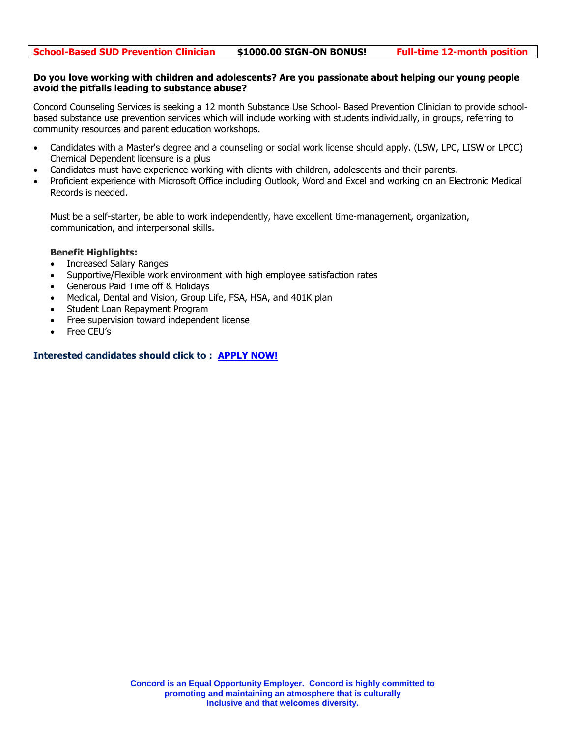| **School-Based SUD Prevention Clinician** | **$1000.00 SIGN-ON BONUS!** | **Full-time 12-month position** |
|---|---|---|

**Do you love working with children and adolescents? Are you passionate about helping our young people avoid the pitfalls leading to substance abuse?**

Concord Counseling Services is seeking a 12 month Substance Use School- Based Prevention Clinician to provide school-based substance use prevention services which will include working with students individually, in groups, referring to community resources and parent education workshops.

- Candidates with a Master's degree and a counseling or social work license should apply. (LSW, LPC, LISW or LPCC) Chemical Dependent licensure is a plus
- Candidates must have experience working with clients with children, adolescents and their parents.
- Proficient experience with Microsoft Office including Outlook, Word and Excel and working on an Electronic Medical Records is needed.

Must be a self-starter, be able to work independently, have excellent time-management, organization, communication, and interpersonal skills.

**Benefit Highlights:**

- Increased Salary Ranges
- Supportive/Flexible work environment with high employee satisfaction rates
- Generous Paid Time off & Holidays
- Medical, Dental and Vision, Group Life, FSA, HSA, and 401K plan
- Student Loan Repayment Program
- Free supervision toward independent license
- Free CEU's

**Interested candidates should click to : APPLY NOW!**

**Concord is an Equal Opportunity Employer. Concord is highly committed to promoting and maintaining an atmosphere that is culturally Inclusive and that welcomes diversity.**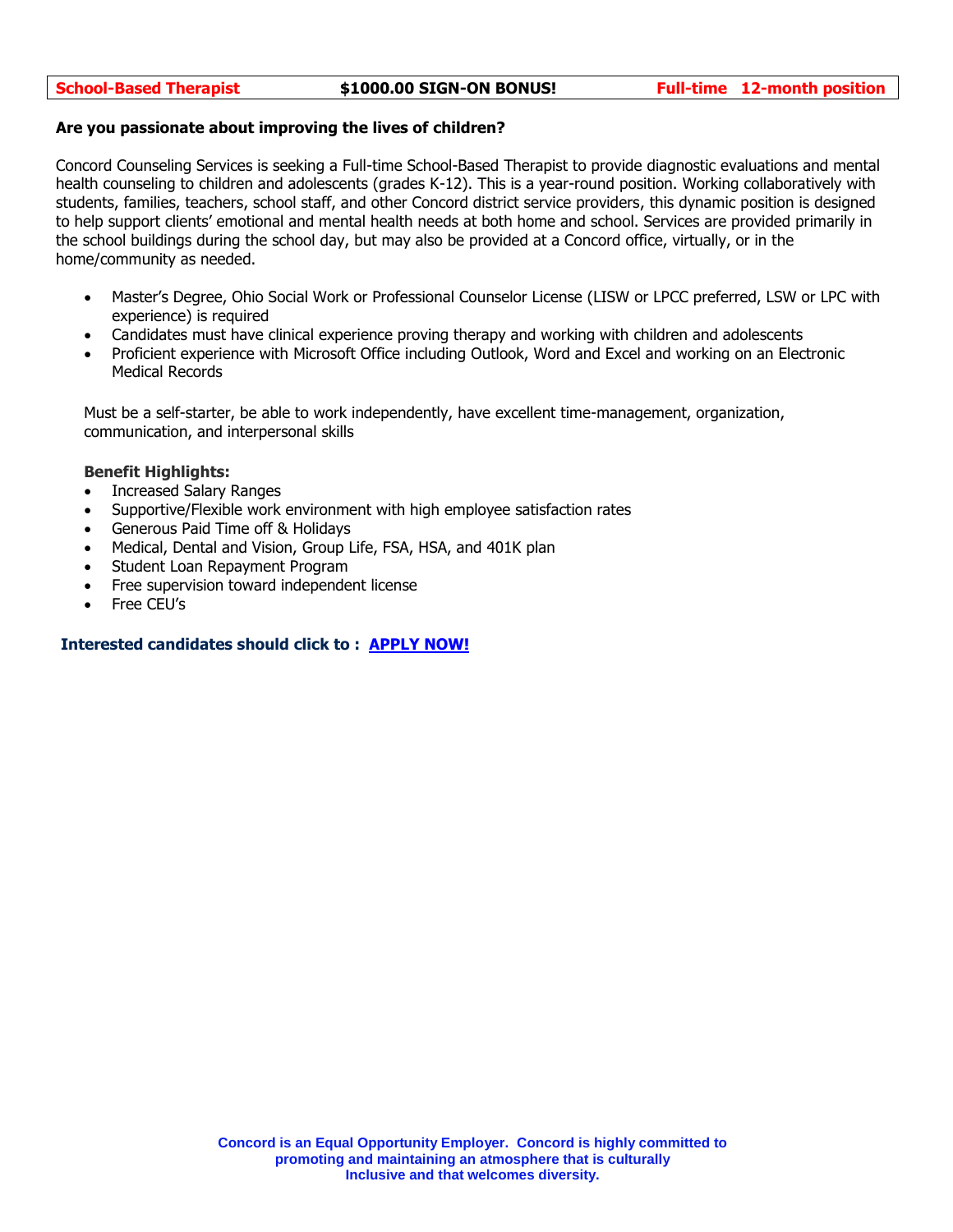| School-Based Therapist | $1000.00 SIGN-ON BONUS! | Full-time 12-month position |
|---|---|---|

**Are you passionate about improving the lives of children?**

Concord Counseling Services is seeking a Full-time School-Based Therapist to provide diagnostic evaluations and mental health counseling to children and adolescents (grades K-12). This is a year-round position. Working collaboratively with students, families, teachers, school staff, and other Concord district service providers, this dynamic position is designed to help support clients' emotional and mental health needs at both home and school. Services are provided primarily in the school buildings during the school day, but may also be provided at a Concord office, virtually, or in the home/community as needed.

- Master's Degree, Ohio Social Work or Professional Counselor License (LISW or LPCC preferred, LSW or LPC with experience) is required
- Candidates must have clinical experience proving therapy and working with children and adolescents
- Proficient experience with Microsoft Office including Outlook, Word and Excel and working on an Electronic Medical Records

Must be a self-starter, be able to work independently, have excellent time-management, organization, communication, and interpersonal skills

**Benefit Highlights:**

- Increased Salary Ranges
- Supportive/Flexible work environment with high employee satisfaction rates
- Generous Paid Time off & Holidays
- Medical, Dental and Vision, Group Life, FSA, HSA, and 401K plan
- Student Loan Repayment Program
- Free supervision toward independent license
- Free CEU's

**Interested candidates should click to : APPLY NOW!**

**Concord is an Equal Opportunity Employer. Concord is highly committed to promoting and maintaining an atmosphere that is culturally Inclusive and that welcomes diversity.**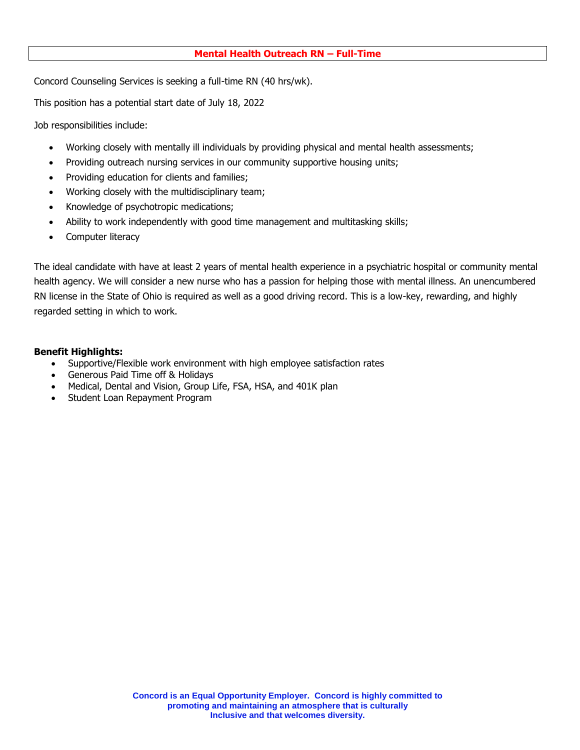## Mental Health Outreach RN – Full-Time

Concord Counseling Services is seeking a full-time RN (40 hrs/wk).

This position has a potential start date of July 18, 2022

Job responsibilities include:

- Working closely with mentally ill individuals by providing physical and mental health assessments;
- Providing outreach nursing services in our community supportive housing units;
- Providing education for clients and families;
- Working closely with the multidisciplinary team;
- Knowledge of psychotropic medications;
- Ability to work independently with good time management and multitasking skills;
- Computer literacy

The ideal candidate with have at least 2 years of mental health experience in a psychiatric hospital or community mental health agency. We will consider a new nurse who has a passion for helping those with mental illness. An unencumbered RN license in the State of Ohio is required as well as a good driving record. This is a low-key, rewarding, and highly regarded setting in which to work.

**Benefit Highlights:**

- Supportive/Flexible work environment with high employee satisfaction rates
- Generous Paid Time off & Holidays
- Medical, Dental and Vision, Group Life, FSA, HSA, and 401K plan
- Student Loan Repayment Program

**Concord is an Equal Opportunity Employer. Concord is highly committed to promoting and maintaining an atmosphere that is culturally Inclusive and that welcomes diversity.**